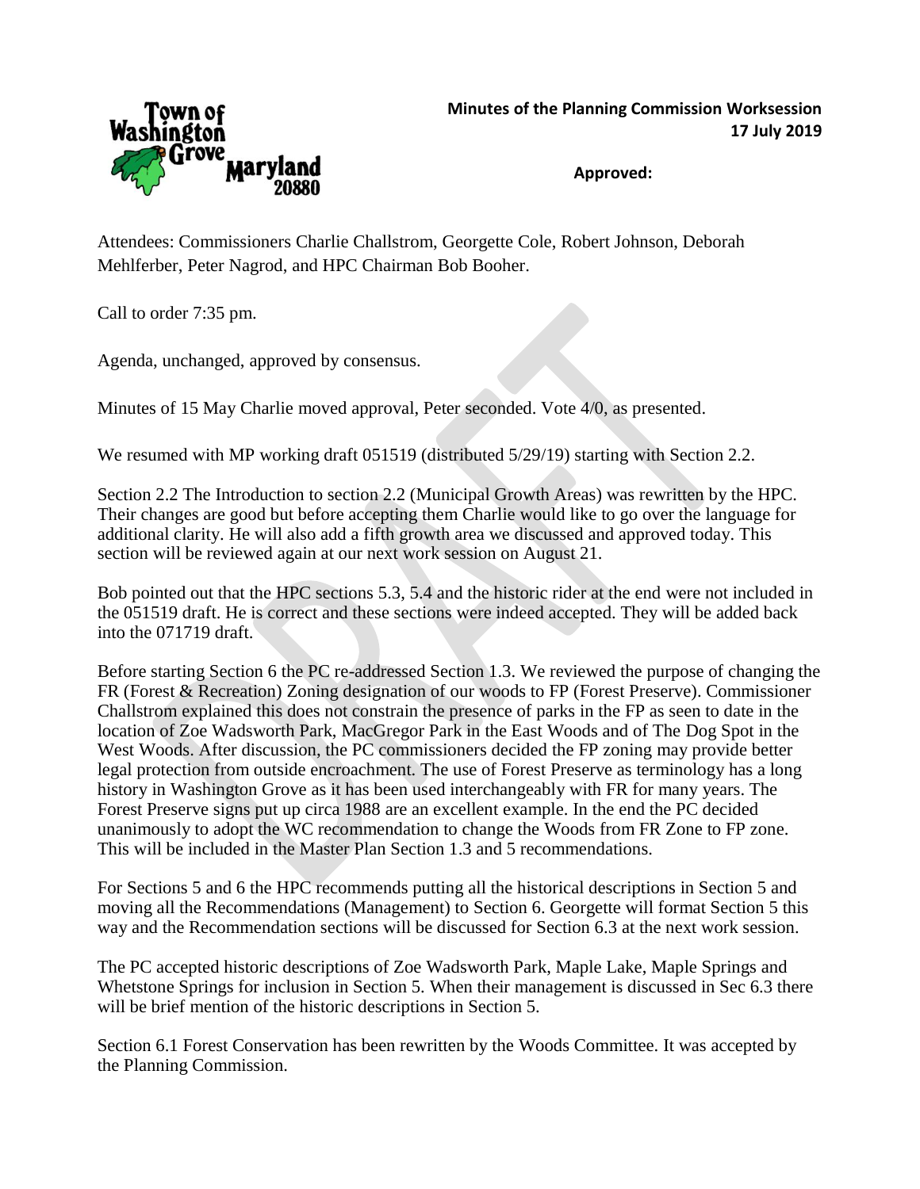**Minutes of the Planning Commission Worksession**
**17 July 2019**

**Approved:**

Attendees: Commissioners Charlie Challstrom, Georgette Cole, Robert Johnson, Deborah Mehlferber, Peter Nagrod, and HPC Chairman Bob Booher.

Call to order 7:35 pm.

Agenda, unchanged, approved by consensus.

Minutes of 15 May Charlie moved approval, Peter seconded. Vote 4/0, as presented.

We resumed with MP working draft 051519 (distributed 5/29/19) starting with Section 2.2.

Section 2.2 The Introduction to section 2.2 (Municipal Growth Areas) was rewritten by the HPC. Their changes are good but before accepting them Charlie would like to go over the language for additional clarity. He will also add a fifth growth area we discussed and approved today. This section will be reviewed again at our next work session on August 21.

Bob pointed out that the HPC sections 5.3, 5.4 and the historic rider at the end were not included in the 051519 draft. He is correct and these sections were indeed accepted. They will be added back into the 071719 draft.

Before starting Section 6 the PC re-addressed Section 1.3. We reviewed the purpose of changing the FR (Forest & Recreation) Zoning designation of our woods to FP (Forest Preserve). Commissioner Challstrom explained this does not constrain the presence of parks in the FP as seen to date in the location of Zoe Wadsworth Park, MacGregor Park in the East Woods and of The Dog Spot in the West Woods. After discussion, the PC commissioners decided the FP zoning may provide better legal protection from outside encroachment. The use of Forest Preserve as terminology has a long history in Washington Grove as it has been used interchangeably with FR for many years. The Forest Preserve signs put up circa 1988 are an excellent example. In the end the PC decided unanimously to adopt the WC recommendation to change the Woods from FR Zone to FP zone. This will be included in the Master Plan Section 1.3 and 5 recommendations.

For Sections 5 and 6 the HPC recommends putting all the historical descriptions in Section 5 and moving all the Recommendations (Management) to Section 6. Georgette will format Section 5 this way and the Recommendation sections will be discussed for Section 6.3 at the next work session.

The PC accepted historic descriptions of Zoe Wadsworth Park, Maple Lake, Maple Springs and Whetstone Springs for inclusion in Section 5. When their management is discussed in Sec 6.3 there will be brief mention of the historic descriptions in Section 5.

Section 6.1 Forest Conservation has been rewritten by the Woods Committee. It was accepted by the Planning Commission.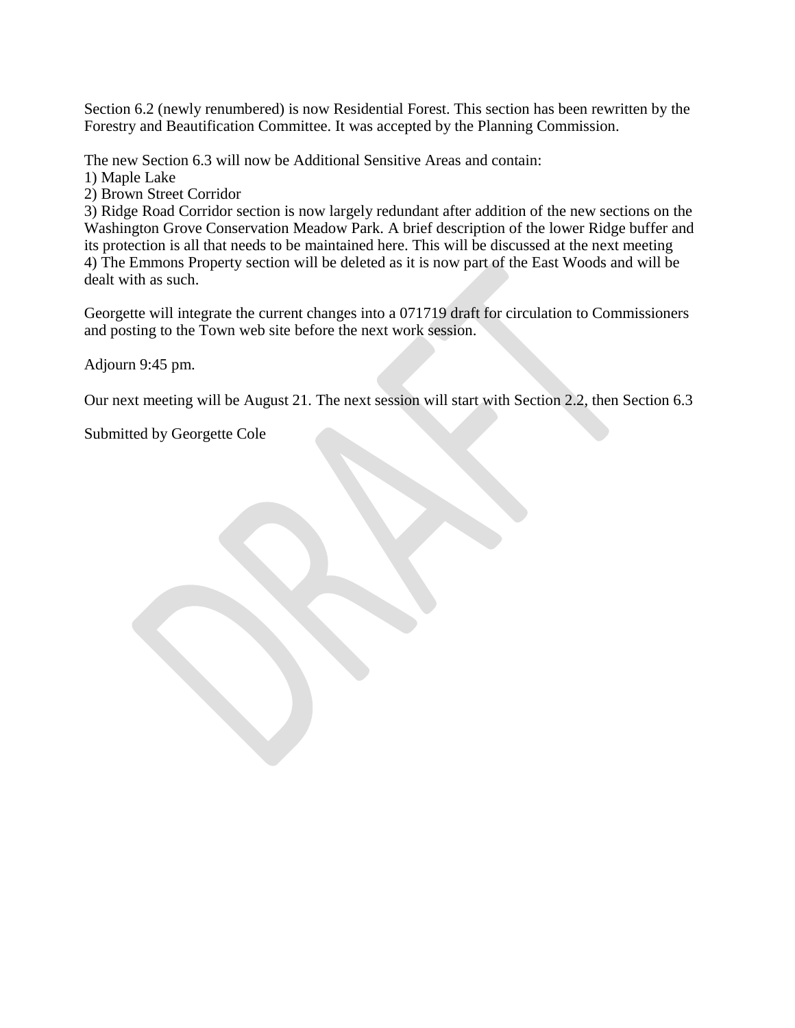Section 6.2 (newly renumbered) is now Residential Forest. This section has been rewritten by the Forestry and Beautification Committee. It was accepted by the Planning Commission.

The new Section 6.3 will now be Additional Sensitive Areas and contain:
1) Maple Lake
2) Brown Street Corridor
3) Ridge Road Corridor section is now largely redundant after addition of the new sections on the Washington Grove Conservation Meadow Park. A brief description of the lower Ridge buffer and its protection is all that needs to be maintained here. This will be discussed at the next meeting
4) The Emmons Property section will be deleted as it is now part of the East Woods and will be dealt with as such.

Georgette will integrate the current changes into a 071719 draft for circulation to Commissioners and posting to the Town web site before the next work session.

Adjourn 9:45 pm.

Our next meeting will be August 21. The next session will start with Section 2.2, then Section 6.3

Submitted by Georgette Cole